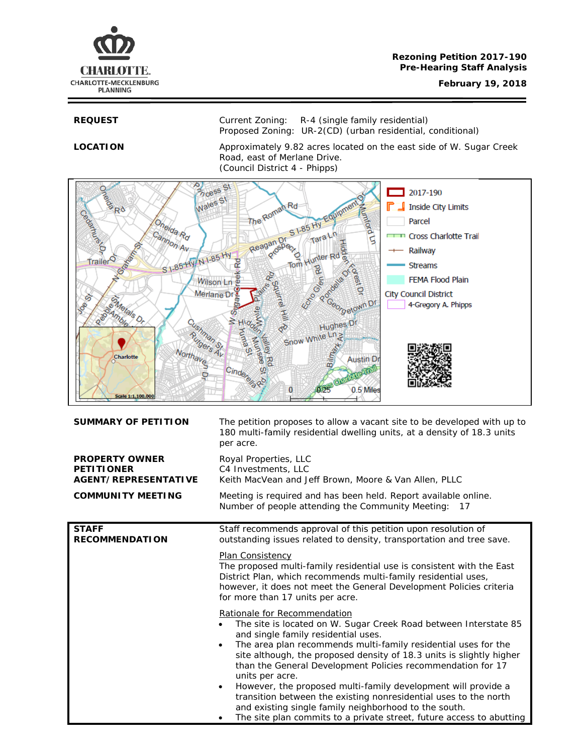**Rezoning Petition 2017-190**
**Pre-Hearing Staff Analysis**
**February 19, 2018**

| | |
|---|---|
| **REQUEST** | Current Zoning: R-4 (single family residential)<br>Proposed Zoning: UR-2(CD) (urban residential, conditional) |
| **LOCATION** | Approximately 9.82 acres located on the east side of W. Sugar Creek Road, east of Merlane Drive.<br>(Council District 4 - Phipps) |

| | |
|---|---|
| **SUMMARY OF PETITION** | The petition proposes to allow a vacant site to be developed with up to 180 multi-family residential dwelling units, at a density of 18.3 units per acre. |
| **PROPERTY OWNER**<br>**PETITIONER**<br>**AGENT/REPRESENTATIVE** | Royal Properties, LLC<br>C4 Investments, LLC<br>Keith MacVean and Jeff Brown, Moore & Van Allen, PLLC |
| **COMMUNITY MEETING** | Meeting is required and has been held. Report available online.<br>Number of people attending the Community Meeting: 17 |

**STAFF RECOMMENDATION**

Staff recommends approval of this petition upon resolution of outstanding issues related to density, transportation and tree save.

Plan Consistency

The proposed multi-family residential use is consistent with the East District Plan, which recommends multi-family residential uses, however, it does not meet the General Development Policies criteria for more than 17 units per acre.

Rationale for Recommendation

- The site is located on W. Sugar Creek Road between Interstate 85 and single family residential uses.
- The area plan recommends multi-family residential uses for the site although, the proposed density of 18.3 units is slightly higher than the General Development Policies recommendation for 17 units per acre.
- However, the proposed multi-family development will provide a transition between the existing nonresidential uses to the north and existing single family neighborhood to the south.
- The site plan commits to a private street, future access to abutting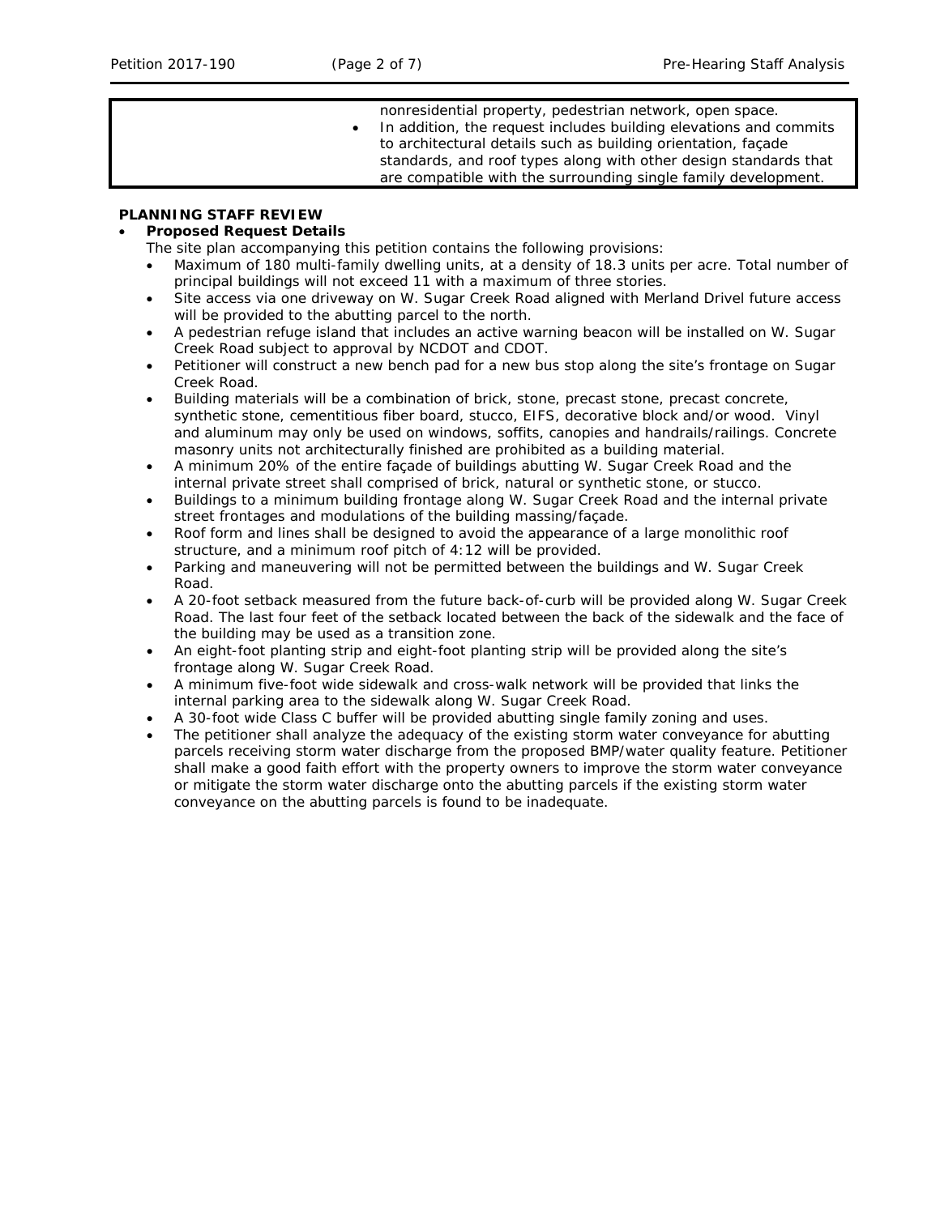| | nonresidential property, pedestrian network, open space.<br>• In addition, the request includes building elevations and commits to architectural details such as building orientation, façade standards, and roof types along with other design standards that are compatible with the surrounding single family development. |
|---|---|

**PLANNING STAFF REVIEW**

- **Proposed Request Details**

  The site plan accompanying this petition contains the following provisions:

  - Maximum of 180 multi-family dwelling units, at a density of 18.3 units per acre. Total number of principal buildings will not exceed 11 with a maximum of three stories.
  - Site access via one driveway on W. Sugar Creek Road aligned with Merland Drivel future access will be provided to the abutting parcel to the north.
  - A pedestrian refuge island that includes an active warning beacon will be installed on W. Sugar Creek Road subject to approval by NCDOT and CDOT.
  - Petitioner will construct a new bench pad for a new bus stop along the site's frontage on Sugar Creek Road.
  - Building materials will be a combination of brick, stone, precast stone, precast concrete, synthetic stone, cementitious fiber board, stucco, EIFS, decorative block and/or wood. Vinyl and aluminum may only be used on windows, soffits, canopies and handrails/railings. Concrete masonry units not architecturally finished are prohibited as a building material.
  - A minimum 20% of the entire façade of buildings abutting W. Sugar Creek Road and the internal private street shall comprised of brick, natural or synthetic stone, or stucco.
  - Buildings to a minimum building frontage along W. Sugar Creek Road and the internal private street frontages and modulations of the building massing/façade.
  - Roof form and lines shall be designed to avoid the appearance of a large monolithic roof structure, and a minimum roof pitch of 4:12 will be provided.
  - Parking and maneuvering will not be permitted between the buildings and W. Sugar Creek Road.
  - A 20-foot setback measured from the future back-of-curb will be provided along W. Sugar Creek Road. The last four feet of the setback located between the back of the sidewalk and the face of the building may be used as a transition zone.
  - An eight-foot planting strip and eight-foot planting strip will be provided along the site's frontage along W. Sugar Creek Road.
  - A minimum five-foot wide sidewalk and cross-walk network will be provided that links the internal parking area to the sidewalk along W. Sugar Creek Road.
  - A 30-foot wide Class C buffer will be provided abutting single family zoning and uses.
  - The petitioner shall analyze the adequacy of the existing storm water conveyance for abutting parcels receiving storm water discharge from the proposed BMP/water quality feature. Petitioner shall make a good faith effort with the property owners to improve the storm water conveyance or mitigate the storm water discharge onto the abutting parcels if the existing storm water conveyance on the abutting parcels is found to be inadequate.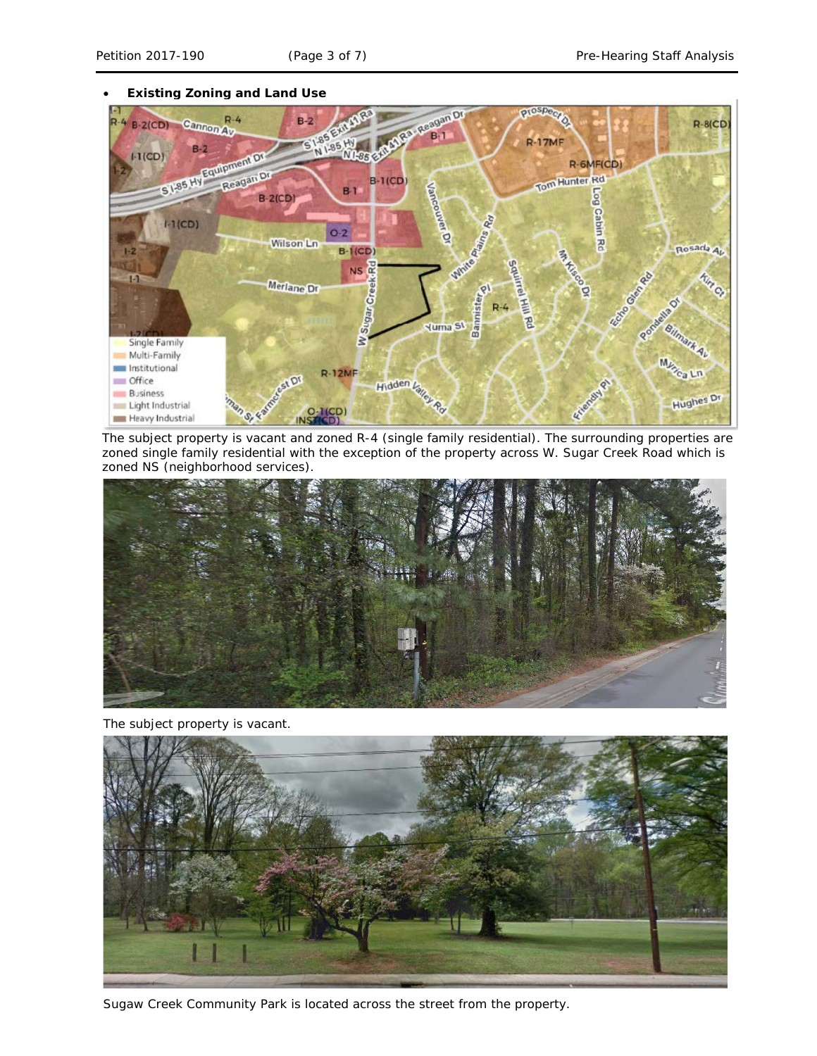- **Existing Zoning and Land Use**

The subject property is vacant and zoned R-4 (single family residential). The surrounding properties are zoned single family residential with the exception of the property across W. Sugar Creek Road which is zoned NS (neighborhood services).

The subject property is vacant.

Sugaw Creek Community Park is located across the street from the property.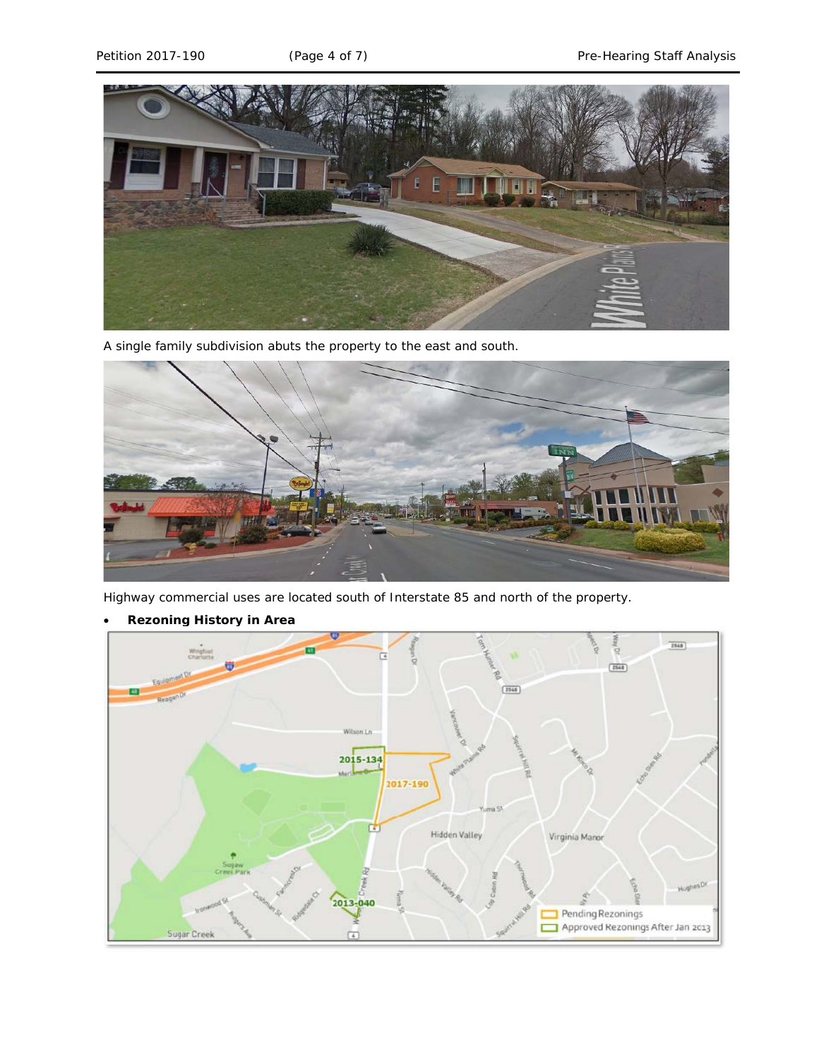A single family subdivision abuts the property to the east and south.

Highway commercial uses are located south of Interstate 85 and north of the property.

- **Rezoning History in Area**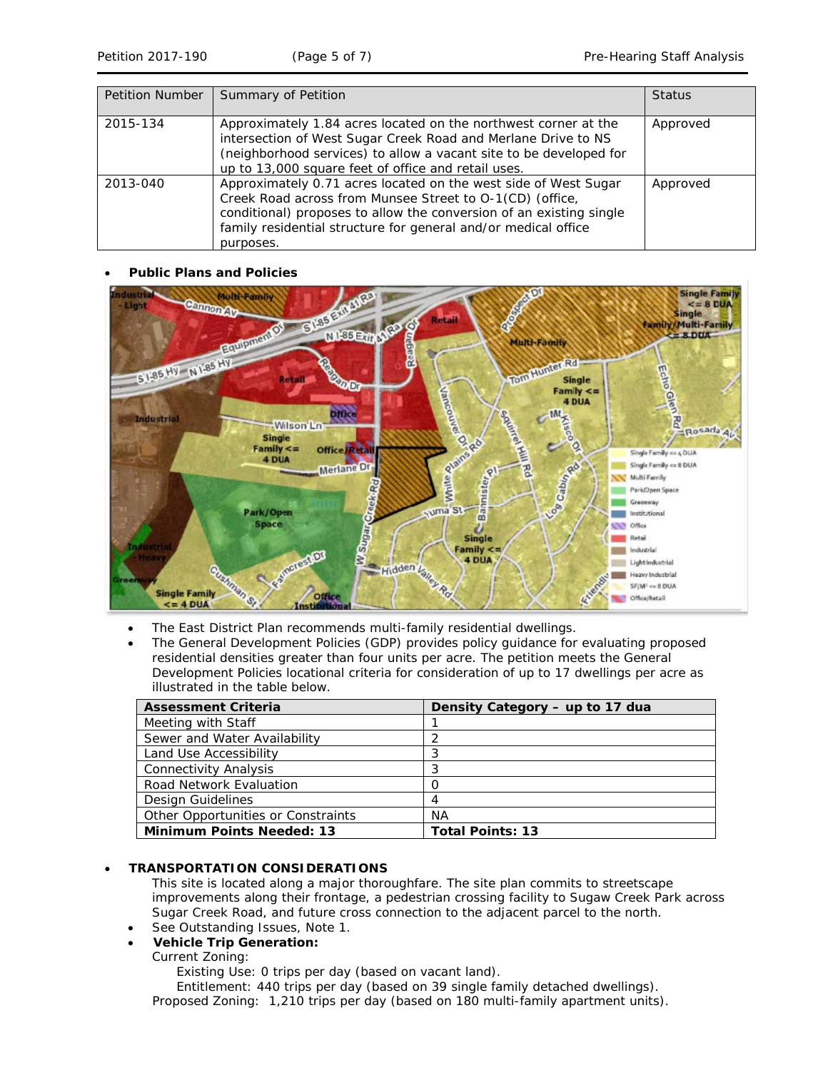| Petition Number | Summary of Petition | Status |
|---|---|---|
| 2015-134 | Approximately 1.84 acres located on the northwest corner at the intersection of West Sugar Creek Road and Merlane Drive to NS (neighborhood services) to allow a vacant site to be developed for up to 13,000 square feet of office and retail uses. | Approved |
| 2013-040 | Approximately 0.71 acres located on the west side of West Sugar Creek Road across from Munsee Street to O-1(CD) (office, conditional) proposes to allow the conversion of an existing single family residential structure for general and/or medical office purposes. | Approved |

- **Public Plans and Policies**

- The East District Plan recommends multi-family residential dwellings.
- The General Development Policies (GDP) provides policy guidance for evaluating proposed residential densities greater than four units per acre. The petition meets the General Development Policies locational criteria for consideration of up to 17 dwellings per acre as illustrated in the table below.

| Assessment Criteria | Density Category – up to 17 dua |
|---|---|
| Meeting with Staff | 1 |
| Sewer and Water Availability | 2 |
| Land Use Accessibility | 3 |
| Connectivity Analysis | 3 |
| Road Network Evaluation | 0 |
| Design Guidelines | 4 |
| Other Opportunities or Constraints | NA |
| **Minimum Points Needed: 13** | **Total Points: 13** |

- **TRANSPORTATION CONSIDERATIONS**

  This site is located along a major thoroughfare. The site plan commits to streetscape improvements along their frontage, a pedestrian crossing facility to Sugaw Creek Park across Sugar Creek Road, and future cross connection to the adjacent parcel to the north.

- See Outstanding Issues, Note 1.
- **Vehicle Trip Generation:**

  Current Zoning:

  Existing Use: 0 trips per day (based on vacant land).

  Entitlement: 440 trips per day (based on 39 single family detached dwellings).

  Proposed Zoning: 1,210 trips per day (based on 180 multi-family apartment units).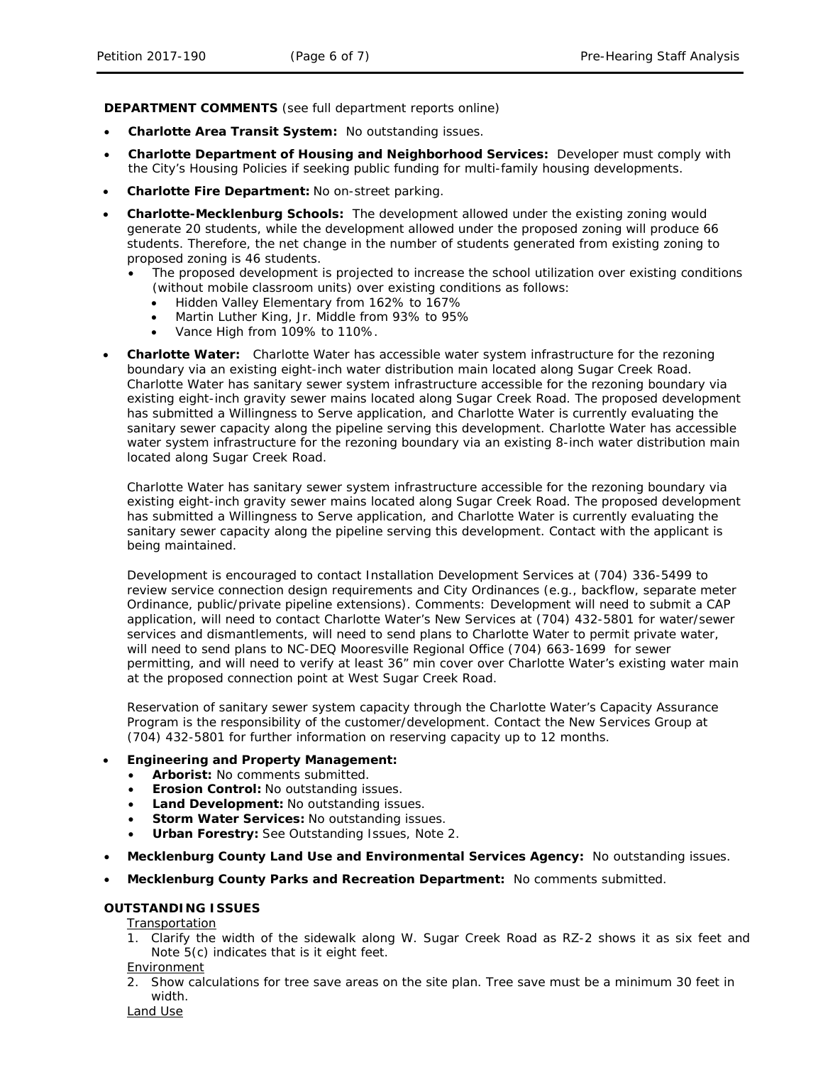**DEPARTMENT COMMENTS** (see full department reports online)

- **Charlotte Area Transit System:** No outstanding issues.
- **Charlotte Department of Housing and Neighborhood Services:** Developer must comply with the City's Housing Policies if seeking public funding for multi-family housing developments.
- **Charlotte Fire Department:** No on-street parking.
- **Charlotte-Mecklenburg Schools:** The development allowed under the existing zoning would generate 20 students, while the development allowed under the proposed zoning will produce 66 students. Therefore, the net change in the number of students generated from existing zoning to proposed zoning is 46 students.
  - The proposed development is projected to increase the school utilization over existing conditions (without mobile classroom units) over existing conditions as follows:
    - Hidden Valley Elementary from 162% to 167%
    - Martin Luther King, Jr. Middle from 93% to 95%
    - Vance High from 109% to 110%.
- **Charlotte Water:** Charlotte Water has accessible water system infrastructure for the rezoning boundary via an existing eight-inch water distribution main located along Sugar Creek Road. Charlotte Water has sanitary sewer system infrastructure accessible for the rezoning boundary via existing eight-inch gravity sewer mains located along Sugar Creek Road. The proposed development has submitted a Willingness to Serve application, and Charlotte Water is currently evaluating the sanitary sewer capacity along the pipeline serving this development. Charlotte Water has accessible water system infrastructure for the rezoning boundary via an existing 8-inch water distribution main located along Sugar Creek Road.

  Charlotte Water has sanitary sewer system infrastructure accessible for the rezoning boundary via existing eight-inch gravity sewer mains located along Sugar Creek Road. The proposed development has submitted a Willingness to Serve application, and Charlotte Water is currently evaluating the sanitary sewer capacity along the pipeline serving this development. Contact with the applicant is being maintained.

  Development is encouraged to contact Installation Development Services at (704) 336-5499 to review service connection design requirements and City Ordinances (e.g., backflow, separate meter Ordinance, public/private pipeline extensions). Comments: Development will need to submit a CAP application, will need to contact Charlotte Water's New Services at (704) 432-5801 for water/sewer services and dismantlements, will need to send plans to Charlotte Water to permit private water, will need to send plans to NC-DEQ Mooresville Regional Office (704) 663-1699 for sewer permitting, and will need to verify at least 36" min cover over Charlotte Water's existing water main at the proposed connection point at West Sugar Creek Road.

  Reservation of sanitary sewer system capacity through the Charlotte Water's Capacity Assurance Program is the responsibility of the customer/development. Contact the New Services Group at (704) 432-5801 for further information on reserving capacity up to 12 months.
- **Engineering and Property Management:**
  - **Arborist:** No comments submitted.
  - **Erosion Control:** No outstanding issues.
  - **Land Development:** No outstanding issues.
  - **Storm Water Services:** No outstanding issues.
  - **Urban Forestry:** See Outstanding Issues, Note 2.
- **Mecklenburg County Land Use and Environmental Services Agency:** No outstanding issues.
- **Mecklenburg County Parks and Recreation Department:** No comments submitted.

**OUTSTANDING ISSUES**

Transportation

1. Clarify the width of the sidewalk along W. Sugar Creek Road as RZ-2 shows it as six feet and Note 5(c) indicates that is it eight feet.

Environment

2. Show calculations for tree save areas on the site plan. Tree save must be a minimum 30 feet in width.

Land Use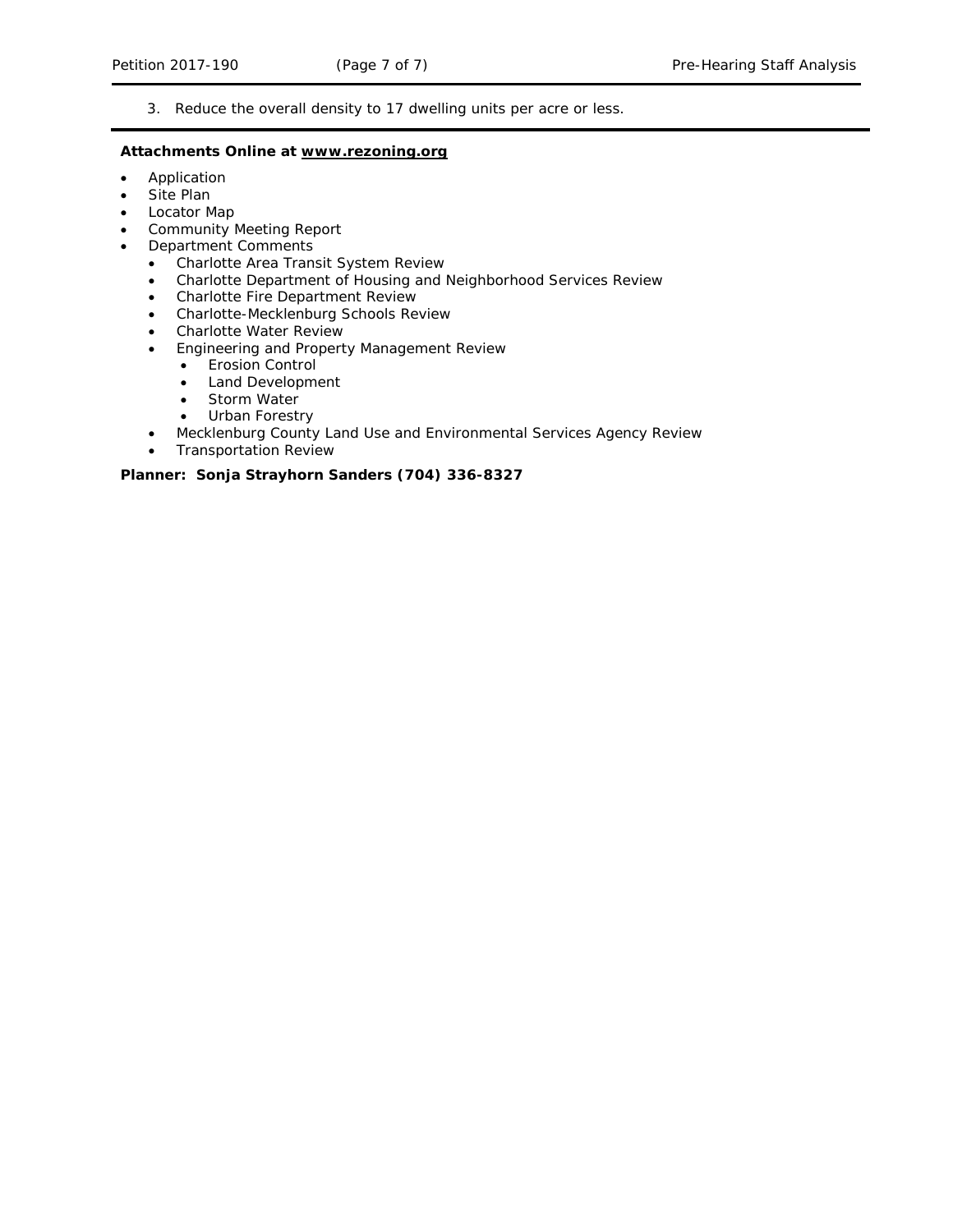3. Reduce the overall density to 17 dwelling units per acre or less.

**Attachments Online at www.rezoning.org**

- Application
- Site Plan
- Locator Map
- Community Meeting Report
- Department Comments
  - Charlotte Area Transit System Review
  - Charlotte Department of Housing and Neighborhood Services Review
  - Charlotte Fire Department Review
  - Charlotte-Mecklenburg Schools Review
  - Charlotte Water Review
  - Engineering and Property Management Review
    - Erosion Control
    - Land Development
    - Storm Water
    - Urban Forestry
  - Mecklenburg County Land Use and Environmental Services Agency Review
  - Transportation Review

**Planner: Sonja Strayhorn Sanders (704) 336-8327**